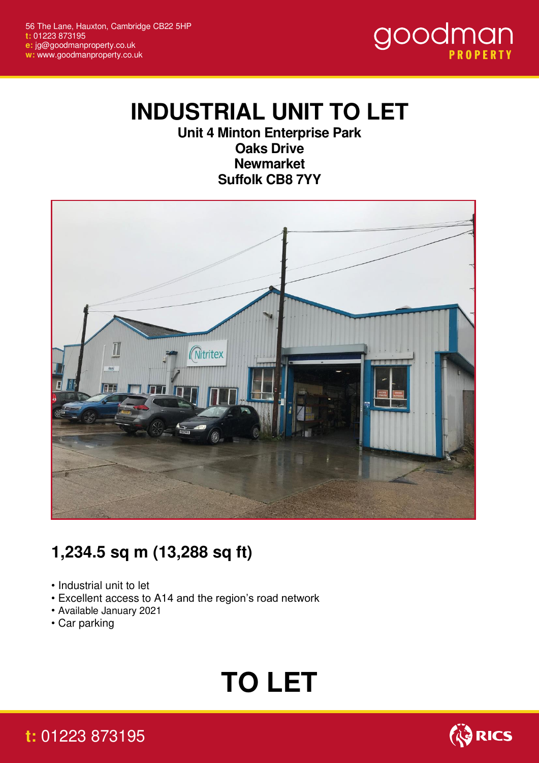56 The Lane, Hauxton, Cambridge CB22 5HP
**t:** 01223 873195
**e:** jg@goodmanproperty.co.uk
**w:** www.goodmanproperty.co.uk

goodman PROPERTY

# INDUSTRIAL UNIT TO LET

**Unit 4 Minton Enterprise Park**
**Oaks Drive**
**Newmarket**
**Suffolk CB8 7YY**

## 1,234.5 sq m (13,288 sq ft)

- Industrial unit to let
- Excellent access to A14 and the region's road network
- Available January 2021
- Car parking

# TO LET

**t:** 01223 873195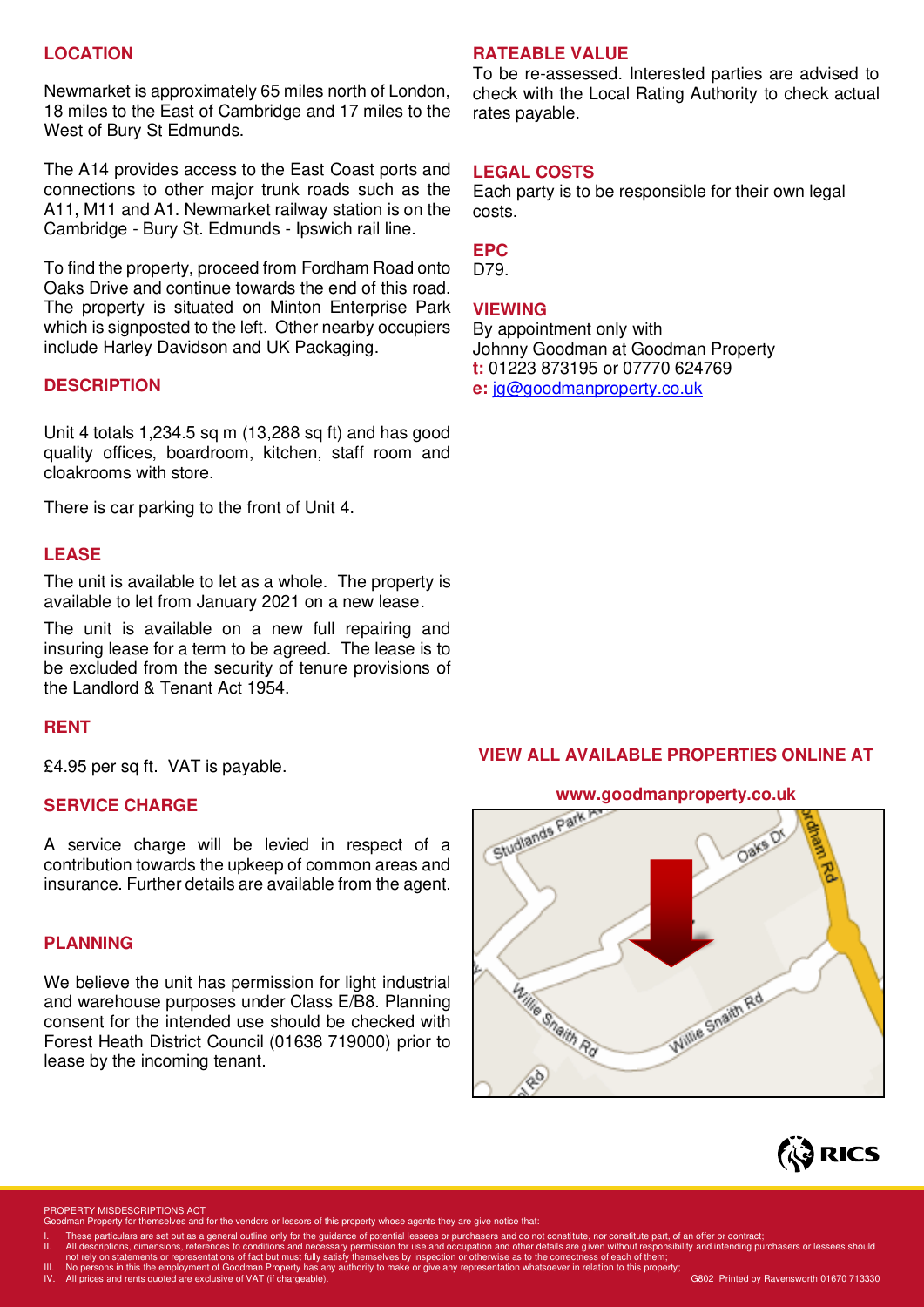## LOCATION

Newmarket is approximately 65 miles north of London, 18 miles to the East of Cambridge and 17 miles to the West of Bury St Edmunds.

The A14 provides access to the East Coast ports and connections to other major trunk roads such as the A11, M11 and A1. Newmarket railway station is on the Cambridge - Bury St. Edmunds - Ipswich rail line.

To find the property, proceed from Fordham Road onto Oaks Drive and continue towards the end of this road. The property is situated on Minton Enterprise Park which is signposted to the left. Other nearby occupiers include Harley Davidson and UK Packaging.

## DESCRIPTION

Unit 4 totals 1,234.5 sq m (13,288 sq ft) and has good quality offices, boardroom, kitchen, staff room and cloakrooms with store.

There is car parking to the front of Unit 4.

## LEASE

The unit is available to let as a whole. The property is available to let from January 2021 on a new lease.

The unit is available on a new full repairing and insuring lease for a term to be agreed. The lease is to be excluded from the security of tenure provisions of the Landlord & Tenant Act 1954.

## RENT

£4.95 per sq ft. VAT is payable.

## SERVICE CHARGE

A service charge will be levied in respect of a contribution towards the upkeep of common areas and insurance. Further details are available from the agent.

## PLANNING

We believe the unit has permission for light industrial and warehouse purposes under Class E/B8. Planning consent for the intended use should be checked with Forest Heath District Council (01638 719000) prior to lease by the incoming tenant.

## RATEABLE VALUE

To be re-assessed. Interested parties are advised to check with the Local Rating Authority to check actual rates payable.

## LEGAL COSTS

Each party is to be responsible for their own legal costs.

## EPC

D79.

## VIEWING

By appointment only with
Johnny Goodman at Goodman Property
**t:** 01223 873195 or 07770 624769
**e:** jg@goodmanproperty.co.uk

## VIEW ALL AVAILABLE PROPERTIES ONLINE AT

**www.goodmanproperty.co.uk**

Studlands Park Av
Oaks Dr
Fordham Rd
Willie Snaith Rd
Willie Snaith Rd

PROPERTY MISDESCRIPTIONS ACT
Goodman Property for themselves and for the vendors or lessors of this property whose agents they are give notice that:

I. These particulars are set out as a general outline only for the guidance of potential lessees or purchasers and do not constitute, nor constitute part, of an offer or contract;
II. All descriptions, dimensions, references to conditions and necessary permission for use and occupation and other details are given without responsibility and intending purchasers or lessees should not rely on statements or representations of fact but must fully satisfy themselves by inspection or otherwise as to the correctness of each of them;
III. No persons in this the employment of Goodman Property has any authority to make or give any representation whatsoever in relation to this property;
IV. All prices and rents quoted are exclusive of VAT (if chargeable).

G802 Printed by Ravensworth 01670 713330